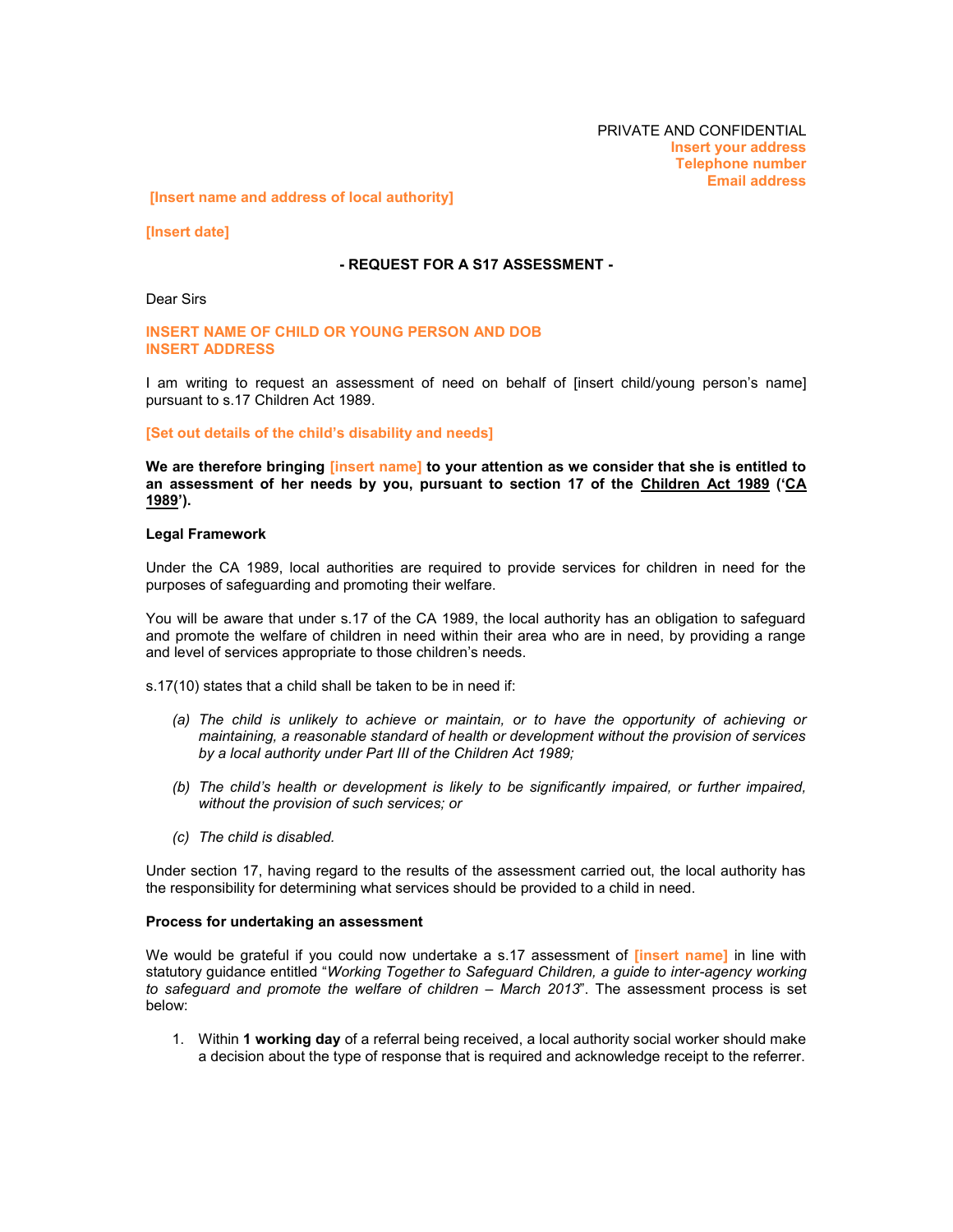PRIVATE AND CONFIDENTIAL
**Insert your address**
**Telephone number**
**Email address**

**[Insert name and address of local authority]**

**[Insert date]**

**- REQUEST FOR A S17 ASSESSMENT -**

Dear Sirs

**INSERT NAME OF CHILD OR YOUNG PERSON AND DOB**
**INSERT ADDRESS**

I am writing to request an assessment of need on behalf of [insert child/young person's name] pursuant to s.17 Children Act 1989.

**[Set out details of the child's disability and needs]**

**We are therefore bringing [insert name] to your attention as we consider that she is entitled to an assessment of her needs by you, pursuant to section 17 of the Children Act 1989 ('CA 1989').**

**Legal Framework**

Under the CA 1989, local authorities are required to provide services for children in need for the purposes of safeguarding and promoting their welfare.

You will be aware that under s.17 of the CA 1989, the local authority has an obligation to safeguard and promote the welfare of children in need within their area who are in need, by providing a range and level of services appropriate to those children's needs.

s.17(10) states that a child shall be taken to be in need if:

*(a) The child is unlikely to achieve or maintain, or to have the opportunity of achieving or maintaining, a reasonable standard of health or development without the provision of services by a local authority under Part III of the Children Act 1989;*

*(b) The child's health or development is likely to be significantly impaired, or further impaired, without the provision of such services; or*

*(c) The child is disabled.*

Under section 17, having regard to the results of the assessment carried out, the local authority has the responsibility for determining what services should be provided to a child in need.

**Process for undertaking an assessment**

We would be grateful if you could now undertake a s.17 assessment of **[insert name]** in line with statutory guidance entitled "*Working Together to Safeguard Children, a guide to inter-agency working to safeguard and promote the welfare of children – March 2013*". The assessment process is set below:

1. Within **1 working day** of a referral being received, a local authority social worker should make a decision about the type of response that is required and acknowledge receipt to the referrer.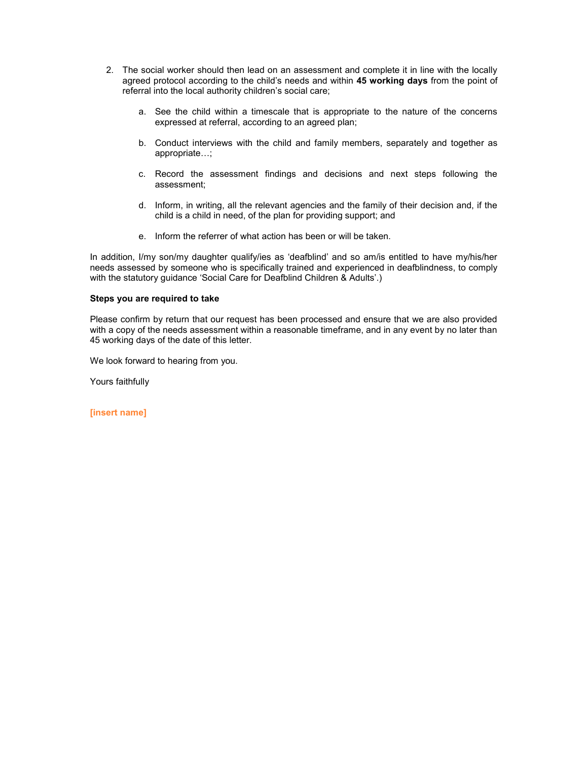2. The social worker should then lead on an assessment and complete it in line with the locally agreed protocol according to the child's needs and within **45 working days** from the point of referral into the local authority children's social care;

    a. See the child within a timescale that is appropriate to the nature of the concerns expressed at referral, according to an agreed plan;

    b. Conduct interviews with the child and family members, separately and together as appropriate…;

    c. Record the assessment findings and decisions and next steps following the assessment;

    d. Inform, in writing, all the relevant agencies and the family of their decision and, if the child is a child in need, of the plan for providing support; and

    e. Inform the referrer of what action has been or will be taken.

In addition, I/my son/my daughter qualify/ies as 'deafblind' and so am/is entitled to have my/his/her needs assessed by someone who is specifically trained and experienced in deafblindness, to comply with the statutory guidance 'Social Care for Deafblind Children & Adults'.)

**Steps you are required to take**

Please confirm by return that our request has been processed and ensure that we are also provided with a copy of the needs assessment within a reasonable timeframe, and in any event by no later than 45 working days of the date of this letter.

We look forward to hearing from you.

Yours faithfully

**[insert name]**